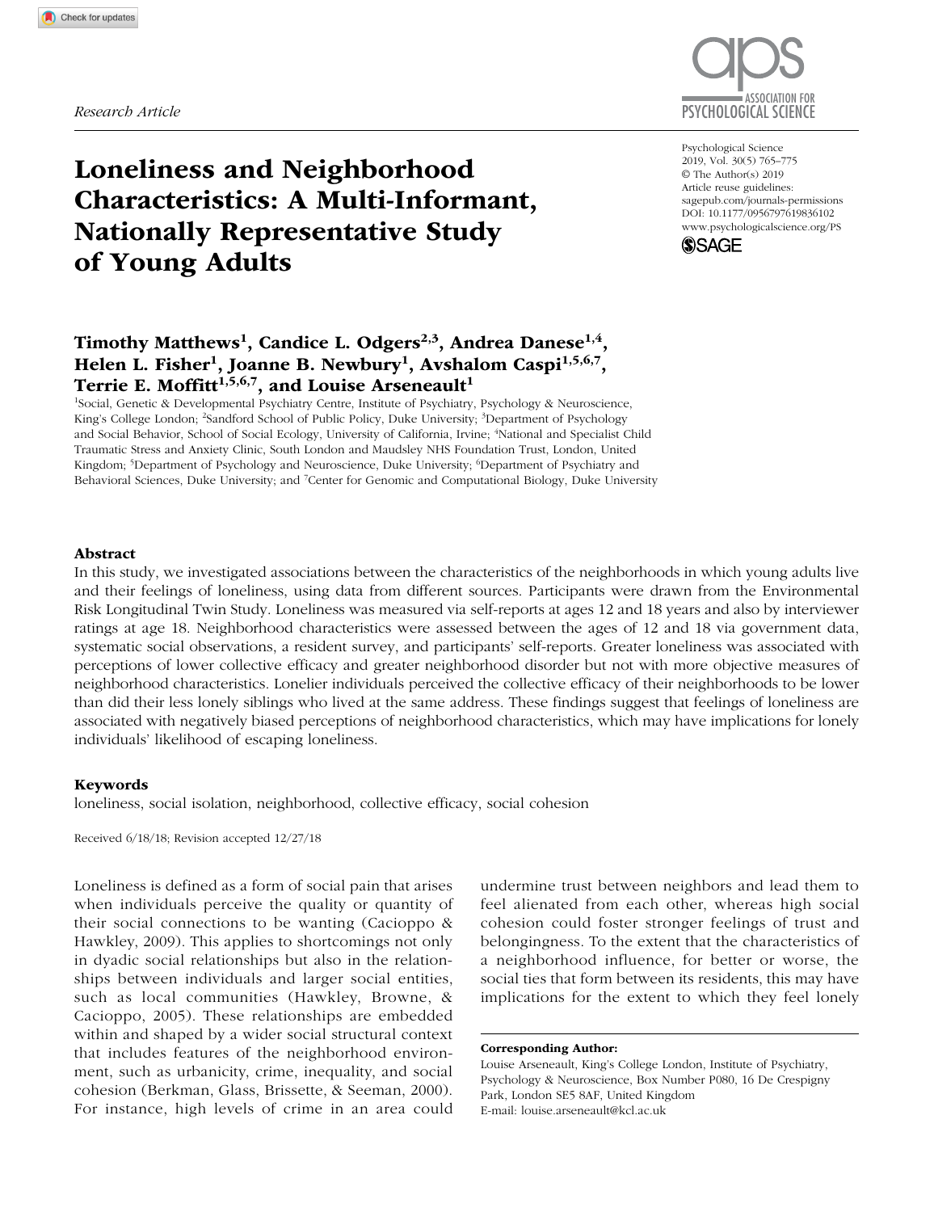*Research Article*

# Loneliness and Neighborhood Characteristics: A Multi-Informant, Nationally Representative Study of Young Adults

**Timothy Matthews[1], Candice L. Odgers[2,3], Andrea Danese[1,4], Helen L. Fisher[1], Joanne B. Newbury[1], Avshalom Caspi[1,5,6,7], Terrie E. Moffitt[1,5,6,7], and Louise Arseneault[1]**

[1]Social, Genetic & Developmental Psychiatry Centre, Institute of Psychiatry, Psychology & Neuroscience, King's College London; [2]Sandford School of Public Policy, Duke University; [3]Department of Psychology and Social Behavior, School of Social Ecology, University of California, Irvine; [4]National and Specialist Child Traumatic Stress and Anxiety Clinic, South London and Maudsley NHS Foundation Trust, London, United Kingdom; [5]Department of Psychology and Neuroscience, Duke University; [6]Department of Psychiatry and Behavioral Sciences, Duke University; and [7]Center for Genomic and Computational Biology, Duke University

Psychological Science
2019, Vol. 30(5) 765–775
© The Author(s) 2019
Article reuse guidelines:
sagepub.com/journals-permissions
DOI: 10.1177/0956797619836102
www.psychologicalscience.org/PS

### Abstract

In this study, we investigated associations between the characteristics of the neighborhoods in which young adults live and their feelings of loneliness, using data from different sources. Participants were drawn from the Environmental Risk Longitudinal Twin Study. Loneliness was measured via self-reports at ages 12 and 18 years and also by interviewer ratings at age 18. Neighborhood characteristics were assessed between the ages of 12 and 18 via government data, systematic social observations, a resident survey, and participants' self-reports. Greater loneliness was associated with perceptions of lower collective efficacy and greater neighborhood disorder but not with more objective measures of neighborhood characteristics. Lonelier individuals perceived the collective efficacy of their neighborhoods to be lower than did their less lonely siblings who lived at the same address. These findings suggest that feelings of loneliness are associated with negatively biased perceptions of neighborhood characteristics, which may have implications for lonely individuals' likelihood of escaping loneliness.

### Keywords

loneliness, social isolation, neighborhood, collective efficacy, social cohesion

Received 6/18/18; Revision accepted 12/27/18

Loneliness is defined as a form of social pain that arises when individuals perceive the quality or quantity of their social connections to be wanting (Cacioppo & Hawkley, 2009). This applies to shortcomings not only in dyadic social relationships but also in the relationships between individuals and larger social entities, such as local communities (Hawkley, Browne, & Cacioppo, 2005). These relationships are embedded within and shaped by a wider social structural context that includes features of the neighborhood environment, such as urbanicity, crime, inequality, and social cohesion (Berkman, Glass, Brissette, & Seeman, 2000). For instance, high levels of crime in an area could undermine trust between neighbors and lead them to feel alienated from each other, whereas high social cohesion could foster stronger feelings of trust and belongingness. To the extent that the characteristics of a neighborhood influence, for better or worse, the social ties that form between its residents, this may have implications for the extent to which they feel lonely

**Corresponding Author:**
Louise Arseneault, King's College London, Institute of Psychiatry, Psychology & Neuroscience, Box Number P080, 16 De Crespigny Park, London SE5 8AF, United Kingdom
E-mail: louise.arseneault@kcl.ac.uk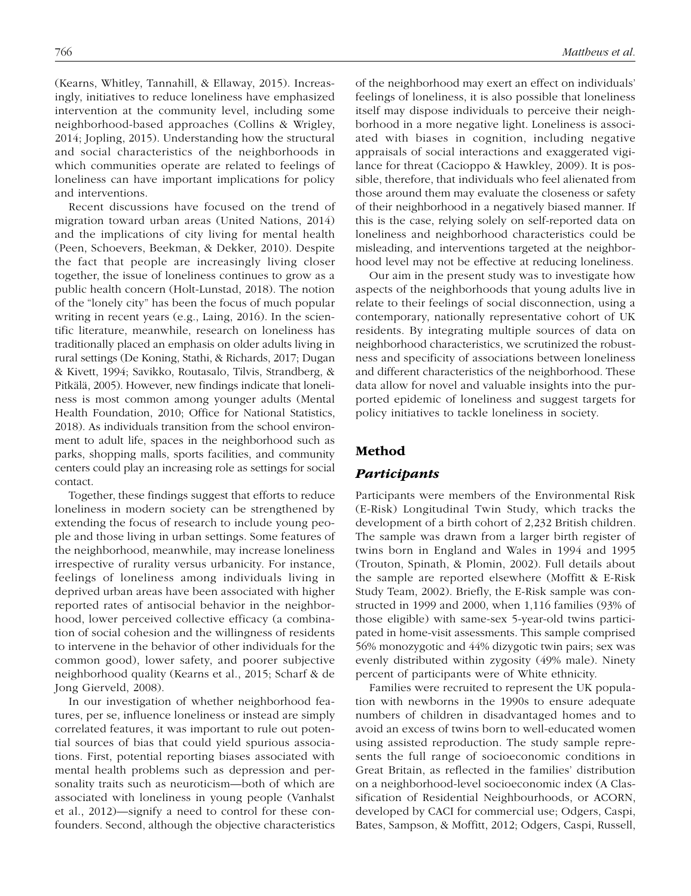(Kearns, Whitley, Tannahill, & Ellaway, 2015). Increasingly, initiatives to reduce loneliness have emphasized intervention at the community level, including some neighborhood-based approaches (Collins & Wrigley, 2014; Jopling, 2015). Understanding how the structural and social characteristics of the neighborhoods in which communities operate are related to feelings of loneliness can have important implications for policy and interventions.

Recent discussions have focused on the trend of migration toward urban areas (United Nations, 2014) and the implications of city living for mental health (Peen, Schoevers, Beekman, & Dekker, 2010). Despite the fact that people are increasingly living closer together, the issue of loneliness continues to grow as a public health concern (Holt-Lunstad, 2018). The notion of the "lonely city" has been the focus of much popular writing in recent years (e.g., Laing, 2016). In the scientific literature, meanwhile, research on loneliness has traditionally placed an emphasis on older adults living in rural settings (De Koning, Stathi, & Richards, 2017; Dugan & Kivett, 1994; Savikko, Routasalo, Tilvis, Strandberg, & Pitkälä, 2005). However, new findings indicate that loneliness is most common among younger adults (Mental Health Foundation, 2010; Office for National Statistics, 2018). As individuals transition from the school environment to adult life, spaces in the neighborhood such as parks, shopping malls, sports facilities, and community centers could play an increasing role as settings for social contact.

Together, these findings suggest that efforts to reduce loneliness in modern society can be strengthened by extending the focus of research to include young people and those living in urban settings. Some features of the neighborhood, meanwhile, may increase loneliness irrespective of rurality versus urbanicity. For instance, feelings of loneliness among individuals living in deprived urban areas have been associated with higher reported rates of antisocial behavior in the neighborhood, lower perceived collective efficacy (a combination of social cohesion and the willingness of residents to intervene in the behavior of other individuals for the common good), lower safety, and poorer subjective neighborhood quality (Kearns et al., 2015; Scharf & de Jong Gierveld, 2008).

In our investigation of whether neighborhood features, per se, influence loneliness or instead are simply correlated features, it was important to rule out potential sources of bias that could yield spurious associations. First, potential reporting biases associated with mental health problems such as depression and personality traits such as neuroticism—both of which are associated with loneliness in young people (Vanhalst et al., 2012)—signify a need to control for these confounders. Second, although the objective characteristics of the neighborhood may exert an effect on individuals' feelings of loneliness, it is also possible that loneliness itself may dispose individuals to perceive their neighborhood in a more negative light. Loneliness is associated with biases in cognition, including negative appraisals of social interactions and exaggerated vigilance for threat (Cacioppo & Hawkley, 2009). It is possible, therefore, that individuals who feel alienated from those around them may evaluate the closeness or safety of their neighborhood in a negatively biased manner. If this is the case, relying solely on self-reported data on loneliness and neighborhood characteristics could be misleading, and interventions targeted at the neighborhood level may not be effective at reducing loneliness.

Our aim in the present study was to investigate how aspects of the neighborhoods that young adults live in relate to their feelings of social disconnection, using a contemporary, nationally representative cohort of UK residents. By integrating multiple sources of data on neighborhood characteristics, we scrutinized the robustness and specificity of associations between loneliness and different characteristics of the neighborhood. These data allow for novel and valuable insights into the purported epidemic of loneliness and suggest targets for policy initiatives to tackle loneliness in society.

## Method

### *Participants*

Participants were members of the Environmental Risk (E-Risk) Longitudinal Twin Study, which tracks the development of a birth cohort of 2,232 British children. The sample was drawn from a larger birth register of twins born in England and Wales in 1994 and 1995 (Trouton, Spinath, & Plomin, 2002). Full details about the sample are reported elsewhere (Moffitt & E-Risk Study Team, 2002). Briefly, the E-Risk sample was constructed in 1999 and 2000, when 1,116 families (93% of those eligible) with same-sex 5-year-old twins participated in home-visit assessments. This sample comprised 56% monozygotic and 44% dizygotic twin pairs; sex was evenly distributed within zygosity (49% male). Ninety percent of participants were of White ethnicity.

Families were recruited to represent the UK population with newborns in the 1990s to ensure adequate numbers of children in disadvantaged homes and to avoid an excess of twins born to well-educated women using assisted reproduction. The study sample represents the full range of socioeconomic conditions in Great Britain, as reflected in the families' distribution on a neighborhood-level socioeconomic index (A Classification of Residential Neighbourhoods, or ACORN, developed by CACI for commercial use; Odgers, Caspi, Bates, Sampson, & Moffitt, 2012; Odgers, Caspi, Russell,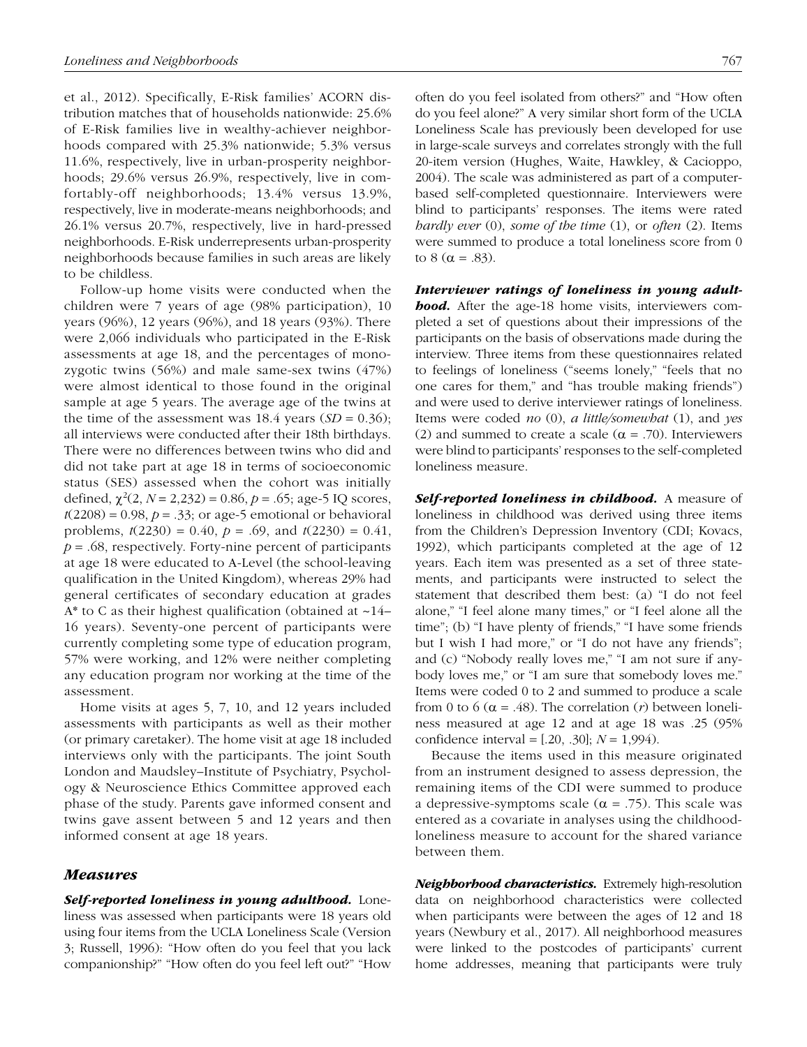et al., 2012). Specifically, E-Risk families' ACORN distribution matches that of households nationwide: 25.6% of E-Risk families live in wealthy-achiever neighborhoods compared with 25.3% nationwide; 5.3% versus 11.6%, respectively, live in urban-prosperity neighborhoods; 29.6% versus 26.9%, respectively, live in comfortably-off neighborhoods; 13.4% versus 13.9%, respectively, live in moderate-means neighborhoods; and 26.1% versus 20.7%, respectively, live in hard-pressed neighborhoods. E-Risk underrepresents urban-prosperity neighborhoods because families in such areas are likely to be childless.

Follow-up home visits were conducted when the children were 7 years of age (98% participation), 10 years (96%), 12 years (96%), and 18 years (93%). There were 2,066 individuals who participated in the E-Risk assessments at age 18, and the percentages of monozygotic twins (56%) and male same-sex twins (47%) were almost identical to those found in the original sample at age 5 years. The average age of the twins at the time of the assessment was 18.4 years ($SD$ = 0.36); all interviews were conducted after their 18th birthdays. There were no differences between twins who did and did not take part at age 18 in terms of socioeconomic status (SES) assessed when the cohort was initially defined, $\chi^2(2, N = 2{,}232) = 0.86$, $p = .65$; age-5 IQ scores, $t(2208) = 0.98$, $p = .33$; or age-5 emotional or behavioral problems, $t(2230) = 0.40$, $p = .69$, and $t(2230) = 0.41$, $p = .68$, respectively. Forty-nine percent of participants at age 18 were educated to A-Level (the school-leaving qualification in the United Kingdom), whereas 29% had general certificates of secondary education at grades A* to C as their highest qualification (obtained at ~14–16 years). Seventy-one percent of participants were currently completing some type of education program, 57% were working, and 12% were neither completing any education program nor working at the time of the assessment.

Home visits at ages 5, 7, 10, and 12 years included assessments with participants as well as their mother (or primary caretaker). The home visit at age 18 included interviews only with the participants. The joint South London and Maudsley–Institute of Psychiatry, Psychology & Neuroscience Ethics Committee approved each phase of the study. Parents gave informed consent and twins gave assent between 5 and 12 years and then informed consent at age 18 years.

## Measures

***Self-reported loneliness in young adulthood.*** Loneliness was assessed when participants were 18 years old using four items from the UCLA Loneliness Scale (Version 3; Russell, 1996): "How often do you feel that you lack companionship?" "How often do you feel left out?" "How often do you feel isolated from others?" and "How often do you feel alone?" A very similar short form of the UCLA Loneliness Scale has previously been developed for use in large-scale surveys and correlates strongly with the full 20-item version (Hughes, Waite, Hawkley, & Cacioppo, 2004). The scale was administered as part of a computer-based self-completed questionnaire. Interviewers were blind to participants' responses. The items were rated *hardly ever* (0), *some of the time* (1), or *often* (2). Items were summed to produce a total loneliness score from 0 to 8 ($\alpha = .83$).

***Interviewer ratings of loneliness in young adulthood.*** After the age-18 home visits, interviewers completed a set of questions about their impressions of the participants on the basis of observations made during the interview. Three items from these questionnaires related to feelings of loneliness ("seems lonely," "feels that no one cares for them," and "has trouble making friends") and were used to derive interviewer ratings of loneliness. Items were coded *no* (0), *a little/somewhat* (1), and *yes* (2) and summed to create a scale ($\alpha = .70$). Interviewers were blind to participants' responses to the self-completed loneliness measure.

***Self-reported loneliness in childhood.*** A measure of loneliness in childhood was derived using three items from the Children's Depression Inventory (CDI; Kovacs, 1992), which participants completed at the age of 12 years. Each item was presented as a set of three statements, and participants were instructed to select the statement that described them best: (a) "I do not feel alone," "I feel alone many times," or "I feel alone all the time"; (b) "I have plenty of friends," "I have some friends but I wish I had more," or "I do not have any friends"; and (c) "Nobody really loves me," "I am not sure if anybody loves me," or "I am sure that somebody loves me." Items were coded 0 to 2 and summed to produce a scale from 0 to 6 ($\alpha = .48$). The correlation ($r$) between loneliness measured at age 12 and at age 18 was .25 (95% confidence interval = [.20, .30]; $N$ = 1,994).

Because the items used in this measure originated from an instrument designed to assess depression, the remaining items of the CDI were summed to produce a depressive-symptoms scale ($\alpha = .75$). This scale was entered as a covariate in analyses using the childhood-loneliness measure to account for the shared variance between them.

***Neighborhood characteristics.*** Extremely high-resolution data on neighborhood characteristics were collected when participants were between the ages of 12 and 18 years (Newbury et al., 2017). All neighborhood measures were linked to the postcodes of participants' current home addresses, meaning that participants were truly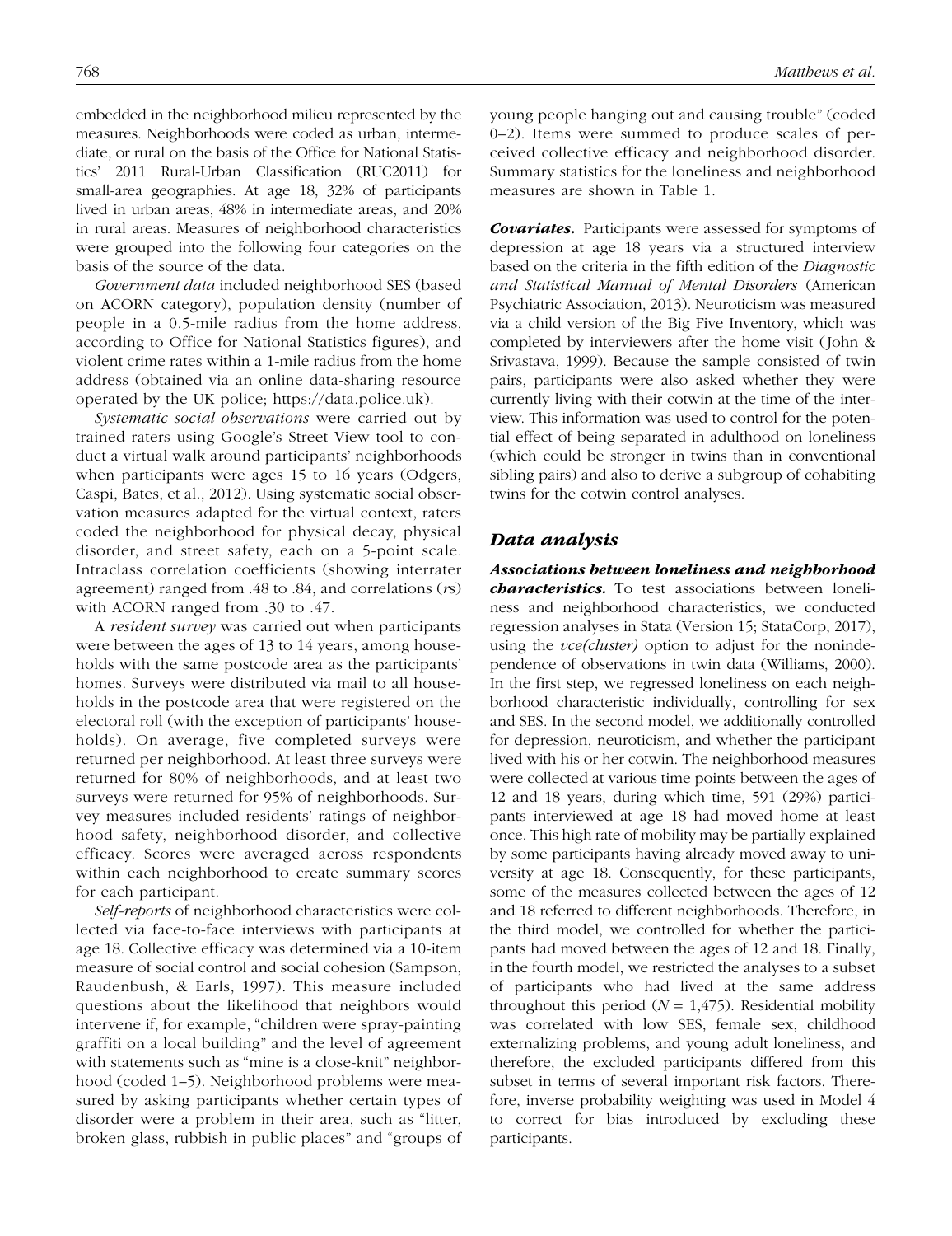embedded in the neighborhood milieu represented by the measures. Neighborhoods were coded as urban, intermediate, or rural on the basis of the Office for National Statistics' 2011 Rural-Urban Classification (RUC2011) for small-area geographies. At age 18, 32% of participants lived in urban areas, 48% in intermediate areas, and 20% in rural areas. Measures of neighborhood characteristics were grouped into the following four categories on the basis of the source of the data.

*Government data* included neighborhood SES (based on ACORN category), population density (number of people in a 0.5-mile radius from the home address, according to Office for National Statistics figures), and violent crime rates within a 1-mile radius from the home address (obtained via an online data-sharing resource operated by the UK police; https://data.police.uk).

*Systematic social observations* were carried out by trained raters using Google's Street View tool to conduct a virtual walk around participants' neighborhoods when participants were ages 15 to 16 years (Odgers, Caspi, Bates, et al., 2012). Using systematic social observation measures adapted for the virtual context, raters coded the neighborhood for physical decay, physical disorder, and street safety, each on a 5-point scale. Intraclass correlation coefficients (showing interrater agreement) ranged from .48 to .84, and correlations (*r*s) with ACORN ranged from .30 to .47.

A *resident survey* was carried out when participants were between the ages of 13 to 14 years, among households with the same postcode area as the participants' homes. Surveys were distributed via mail to all households in the postcode area that were registered on the electoral roll (with the exception of participants' households). On average, five completed surveys were returned per neighborhood. At least three surveys were returned for 80% of neighborhoods, and at least two surveys were returned for 95% of neighborhoods. Survey measures included residents' ratings of neighborhood safety, neighborhood disorder, and collective efficacy. Scores were averaged across respondents within each neighborhood to create summary scores for each participant.

*Self-reports* of neighborhood characteristics were collected via face-to-face interviews with participants at age 18. Collective efficacy was determined via a 10-item measure of social control and social cohesion (Sampson, Raudenbush, & Earls, 1997). This measure included questions about the likelihood that neighbors would intervene if, for example, "children were spray-painting graffiti on a local building" and the level of agreement with statements such as "mine is a close-knit" neighborhood (coded 1–5). Neighborhood problems were measured by asking participants whether certain types of disorder were a problem in their area, such as "litter, broken glass, rubbish in public places" and "groups of young people hanging out and causing trouble" (coded 0–2). Items were summed to produce scales of perceived collective efficacy and neighborhood disorder. Summary statistics for the loneliness and neighborhood measures are shown in Table 1.

***Covariates.*** Participants were assessed for symptoms of depression at age 18 years via a structured interview based on the criteria in the fifth edition of the *Diagnostic and Statistical Manual of Mental Disorders* (American Psychiatric Association, 2013). Neuroticism was measured via a child version of the Big Five Inventory, which was completed by interviewers after the home visit (John & Srivastava, 1999). Because the sample consisted of twin pairs, participants were also asked whether they were currently living with their cotwin at the time of the interview. This information was used to control for the potential effect of being separated in adulthood on loneliness (which could be stronger in twins than in conventional sibling pairs) and also to derive a subgroup of cohabiting twins for the cotwin control analyses.

## Data analysis

***Associations between loneliness and neighborhood characteristics.*** To test associations between loneliness and neighborhood characteristics, we conducted regression analyses in Stata (Version 15; StataCorp, 2017), using the *vce(cluster)* option to adjust for the nonindependence of observations in twin data (Williams, 2000). In the first step, we regressed loneliness on each neighborhood characteristic individually, controlling for sex and SES. In the second model, we additionally controlled for depression, neuroticism, and whether the participant lived with his or her cotwin. The neighborhood measures were collected at various time points between the ages of 12 and 18 years, during which time, 591 (29%) participants interviewed at age 18 had moved home at least once. This high rate of mobility may be partially explained by some participants having already moved away to university at age 18. Consequently, for these participants, some of the measures collected between the ages of 12 and 18 referred to different neighborhoods. Therefore, in the third model, we controlled for whether the participants had moved between the ages of 12 and 18. Finally, in the fourth model, we restricted the analyses to a subset of participants who had lived at the same address throughout this period ($N$ = 1,475). Residential mobility was correlated with low SES, female sex, childhood externalizing problems, and young adult loneliness, and therefore, the excluded participants differed from this subset in terms of several important risk factors. Therefore, inverse probability weighting was used in Model 4 to correct for bias introduced by excluding these participants.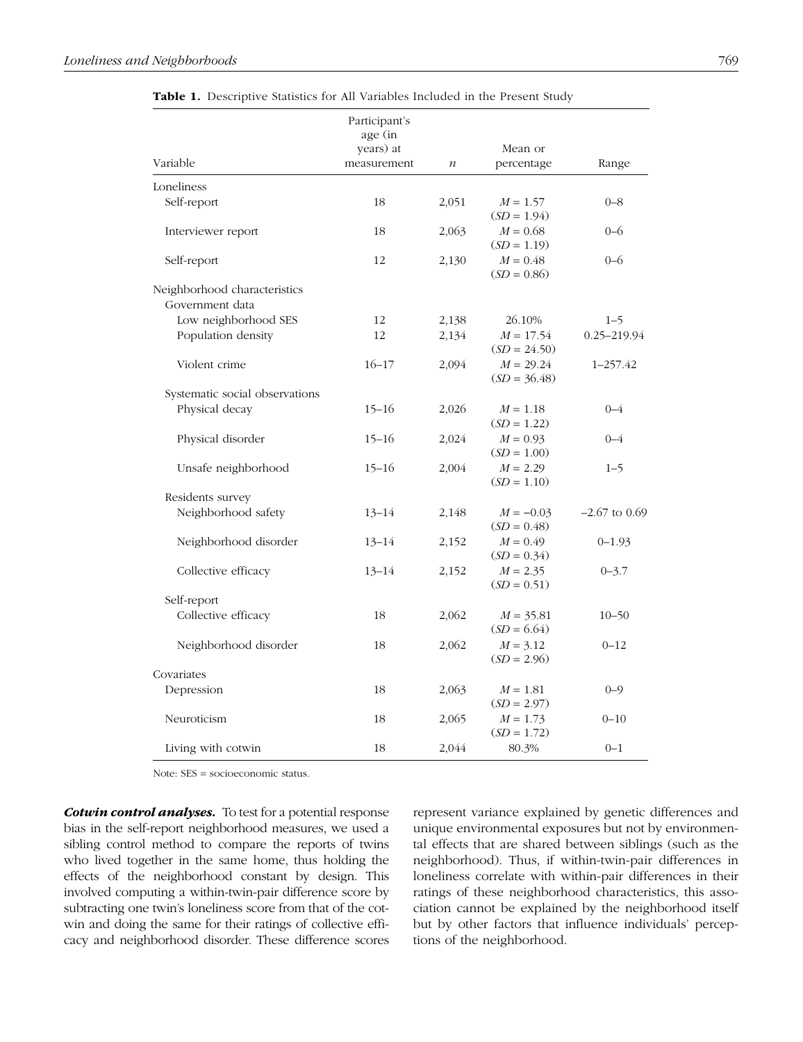**Table 1.** Descriptive Statistics for All Variables Included in the Present Study

| Variable | Participant's age (in years) at measurement | $n$ | Mean or percentage | Range |
|---|---|---|---|---|
| Loneliness | | | | |
| Self-report | 18 | 2,051 | $M$ = 1.57 ($SD$ = 1.94) | 0–8 |
| Interviewer report | 18 | 2,063 | $M$ = 0.68 ($SD$ = 1.19) | 0–6 |
| Self-report | 12 | 2,130 | $M$ = 0.48 ($SD$ = 0.86) | 0–6 |
| Neighborhood characteristics | | | | |
| Government data | | | | |
| Low neighborhood SES | 12 | 2,138 | 26.10% | 1–5 |
| Population density | 12 | 2,134 | $M$ = 17.54 ($SD$ = 24.50) | 0.25–219.94 |
| Violent crime | 16–17 | 2,094 | $M$ = 29.24 ($SD$ = 36.48) | 1–257.42 |
| Systematic social observations | | | | |
| Physical decay | 15–16 | 2,026 | $M$ = 1.18 ($SD$ = 1.22) | 0–4 |
| Physical disorder | 15–16 | 2,024 | $M$ = 0.93 ($SD$ = 1.00) | 0–4 |
| Unsafe neighborhood | 15–16 | 2,004 | $M$ = 2.29 ($SD$ = 1.10) | 1–5 |
| Residents survey | | | | |
| Neighborhood safety | 13–14 | 2,148 | $M$ = −0.03 ($SD$ = 0.48) | −2.67 to 0.69 |
| Neighborhood disorder | 13–14 | 2,152 | $M$ = 0.49 ($SD$ = 0.34) | 0–1.93 |
| Collective efficacy | 13–14 | 2,152 | $M$ = 2.35 ($SD$ = 0.51) | 0–3.7 |
| Self-report | | | | |
| Collective efficacy | 18 | 2,062 | $M$ = 35.81 ($SD$ = 6.64) | 10–50 |
| Neighborhood disorder | 18 | 2,062 | $M$ = 3.12 ($SD$ = 2.96) | 0–12 |
| Covariates | | | | |
| Depression | 18 | 2,063 | $M$ = 1.81 ($SD$ = 2.97) | 0–9 |
| Neuroticism | 18 | 2,065 | $M$ = 1.73 ($SD$ = 1.72) | 0–10 |
| Living with cotwin | 18 | 2,044 | 80.3% | 0–1 |

Note: SES = socioeconomic status.

***Cotwin control analyses.*** To test for a potential response bias in the self-report neighborhood measures, we used a sibling control method to compare the reports of twins who lived together in the same home, thus holding the effects of the neighborhood constant by design. This involved computing a within-twin-pair difference score by subtracting one twin's loneliness score from that of the cotwin and doing the same for their ratings of collective efficacy and neighborhood disorder. These difference scores represent variance explained by genetic differences and unique environmental exposures but not by environmental effects that are shared between siblings (such as the neighborhood). Thus, if within-twin-pair differences in loneliness correlate with within-pair differences in their ratings of these neighborhood characteristics, this association cannot be explained by the neighborhood itself but by other factors that influence individuals' perceptions of the neighborhood.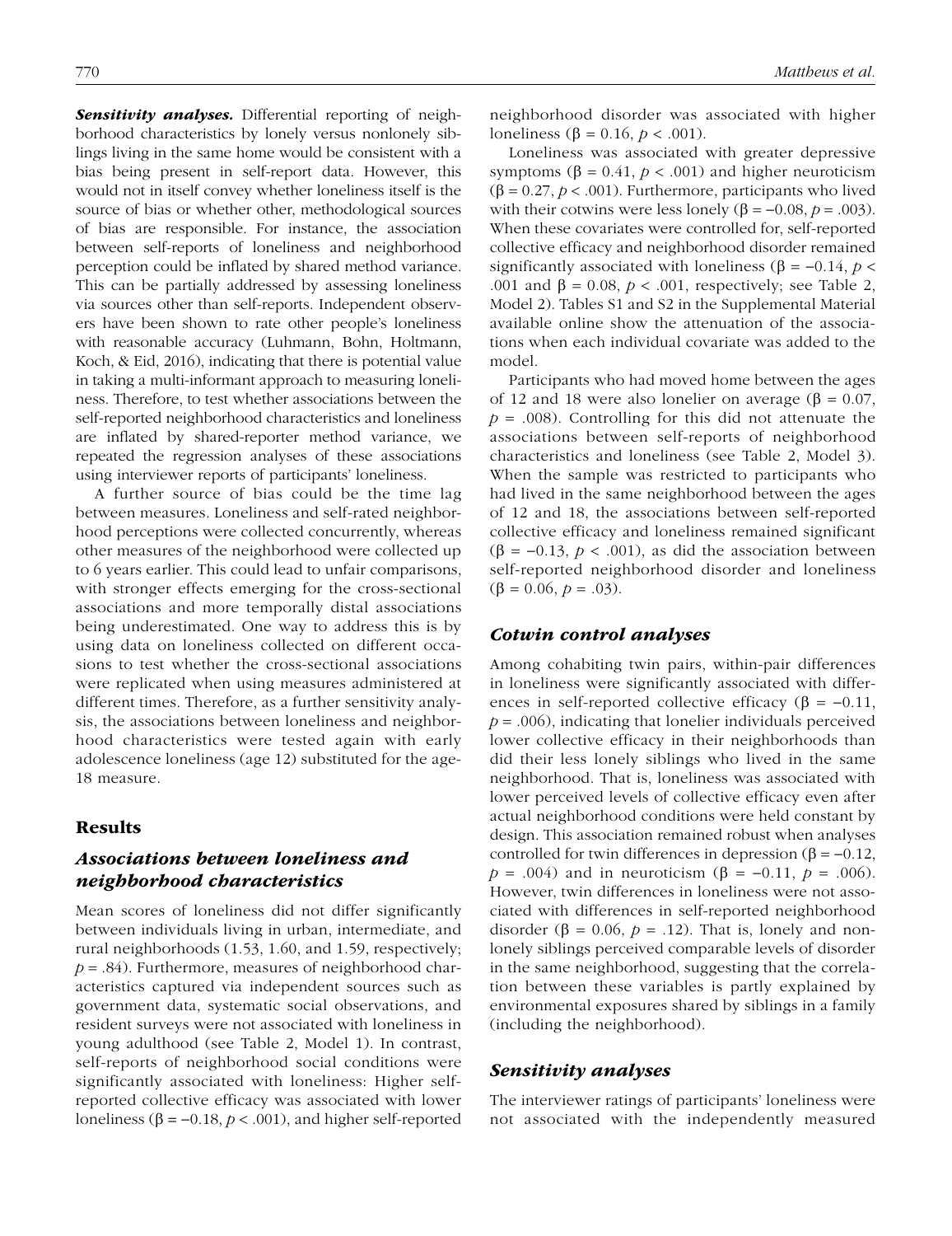***Sensitivity analyses.*** Differential reporting of neighborhood characteristics by lonely versus nonlonely siblings living in the same home would be consistent with a bias being present in self-report data. However, this would not in itself convey whether loneliness itself is the source of bias or whether other, methodological sources of bias are responsible. For instance, the association between self-reports of loneliness and neighborhood perception could be inflated by shared method variance. This can be partially addressed by assessing loneliness via sources other than self-reports. Independent observers have been shown to rate other people's loneliness with reasonable accuracy (Luhmann, Bohn, Holtmann, Koch, & Eid, 2016), indicating that there is potential value in taking a multi-informant approach to measuring loneliness. Therefore, to test whether associations between the self-reported neighborhood characteristics and loneliness are inflated by shared-reporter method variance, we repeated the regression analyses of these associations using interviewer reports of participants' loneliness.

A further source of bias could be the time lag between measures. Loneliness and self-rated neighborhood perceptions were collected concurrently, whereas other measures of the neighborhood were collected up to 6 years earlier. This could lead to unfair comparisons, with stronger effects emerging for the cross-sectional associations and more temporally distal associations being underestimated. One way to address this is by using data on loneliness collected on different occasions to test whether the cross-sectional associations were replicated when using measures administered at different times. Therefore, as a further sensitivity analysis, the associations between loneliness and neighborhood characteristics were tested again with early adolescence loneliness (age 12) substituted for the age-18 measure.

## Results

### *Associations between loneliness and neighborhood characteristics*

Mean scores of loneliness did not differ significantly between individuals living in urban, intermediate, and rural neighborhoods (1.53, 1.60, and 1.59, respectively; $p = .84$). Furthermore, measures of neighborhood characteristics captured via independent sources such as government data, systematic social observations, and resident surveys were not associated with loneliness in young adulthood (see Table 2, Model 1). In contrast, self-reports of neighborhood social conditions were significantly associated with loneliness: Higher self-reported collective efficacy was associated with lower loneliness ($\beta = -0.18$, $p < .001$), and higher self-reported neighborhood disorder was associated with higher loneliness ($\beta = 0.16$, $p < .001$).

Loneliness was associated with greater depressive symptoms ($\beta = 0.41$, $p < .001$) and higher neuroticism ($\beta = 0.27$, $p < .001$). Furthermore, participants who lived with their cotwins were less lonely ($\beta = -0.08$, $p = .003$). When these covariates were controlled for, self-reported collective efficacy and neighborhood disorder remained significantly associated with loneliness ($\beta = -0.14$, $p < .001$ and $\beta = 0.08$, $p < .001$, respectively; see Table 2, Model 2). Tables S1 and S2 in the Supplemental Material available online show the attenuation of the associations when each individual covariate was added to the model.

Participants who had moved home between the ages of 12 and 18 were also lonelier on average ($\beta = 0.07$, $p = .008$). Controlling for this did not attenuate the associations between self-reports of neighborhood characteristics and loneliness (see Table 2, Model 3). When the sample was restricted to participants who had lived in the same neighborhood between the ages of 12 and 18, the associations between self-reported collective efficacy and loneliness remained significant ($\beta = -0.13$, $p < .001$), as did the association between self-reported neighborhood disorder and loneliness ($\beta = 0.06$, $p = .03$).

### *Cotwin control analyses*

Among cohabiting twin pairs, within-pair differences in loneliness were significantly associated with differences in self-reported collective efficacy ($\beta = -0.11$, $p = .006$), indicating that lonelier individuals perceived lower collective efficacy in their neighborhoods than did their less lonely siblings who lived in the same neighborhood. That is, loneliness was associated with lower perceived levels of collective efficacy even after actual neighborhood conditions were held constant by design. This association remained robust when analyses controlled for twin differences in depression ($\beta = -0.12$, $p = .004$) and in neuroticism ($\beta = -0.11$, $p = .006$). However, twin differences in loneliness were not associated with differences in self-reported neighborhood disorder ($\beta = 0.06$, $p = .12$). That is, lonely and nonlonely siblings perceived comparable levels of disorder in the same neighborhood, suggesting that the correlation between these variables is partly explained by environmental exposures shared by siblings in a family (including the neighborhood).

### *Sensitivity analyses*

The interviewer ratings of participants' loneliness were not associated with the independently measured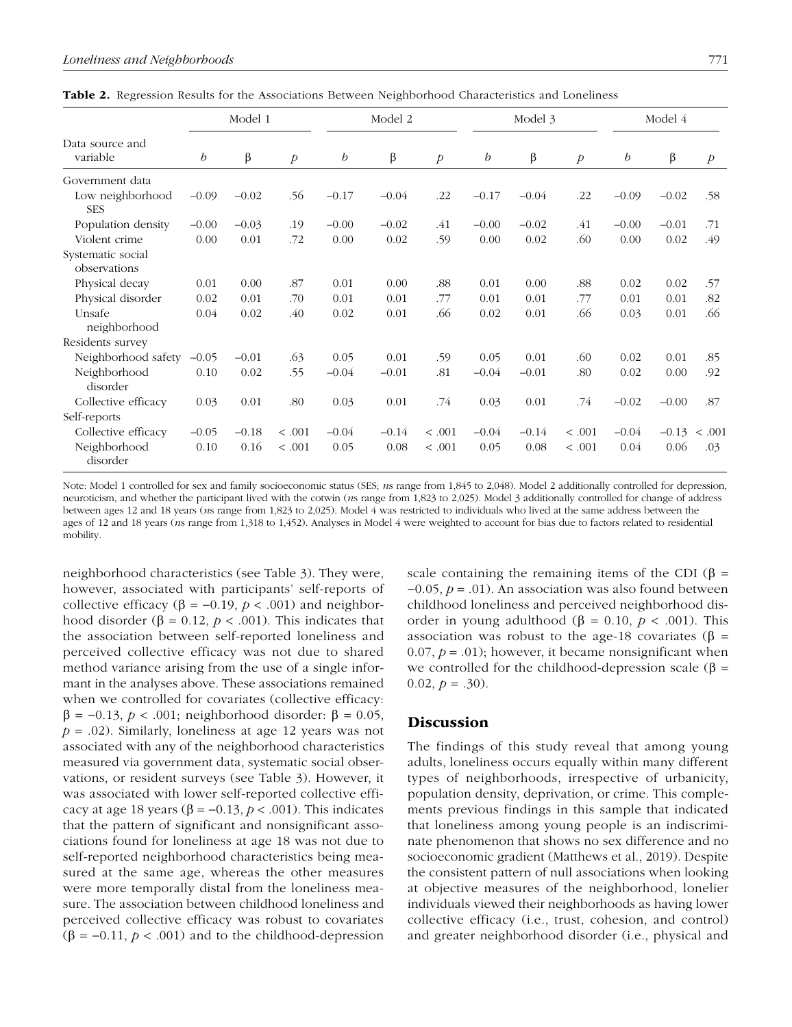**Table 2.** Regression Results for the Associations Between Neighborhood Characteristics and Loneliness

| Data source and variable | Model 1 | | | Model 2 | | | Model 3 | | | Model 4 | | |
|---|---|---|---|---|---|---|---|---|---|---|---|---|
| | *b* | β | *p* | *b* | β | *p* | *b* | β | *p* | *b* | β | *p* |
| Government data | | | | | | | | | | | | |
| Low neighborhood SES | −0.09 | −0.02 | .56 | −0.17 | −0.04 | .22 | −0.17 | −0.04 | .22 | −0.09 | −0.02 | .58 |
| Population density | −0.00 | −0.03 | .19 | −0.00 | −0.02 | .41 | −0.00 | −0.02 | .41 | −0.00 | −0.01 | .71 |
| Violent crime | 0.00 | 0.01 | .72 | 0.00 | 0.02 | .59 | 0.00 | 0.02 | .60 | 0.00 | 0.02 | .49 |
| Systematic social observations | | | | | | | | | | | | |
| Physical decay | 0.01 | 0.00 | .87 | 0.01 | 0.00 | .88 | 0.01 | 0.00 | .88 | 0.02 | 0.02 | .57 |
| Physical disorder | 0.02 | 0.01 | .70 | 0.01 | 0.01 | .77 | 0.01 | 0.01 | .77 | 0.01 | 0.01 | .82 |
| Unsafe neighborhood | 0.04 | 0.02 | .40 | 0.02 | 0.01 | .66 | 0.02 | 0.01 | .66 | 0.03 | 0.01 | .66 |
| Residents survey | | | | | | | | | | | | |
| Neighborhood safety | −0.05 | −0.01 | .63 | 0.05 | 0.01 | .59 | 0.05 | 0.01 | .60 | 0.02 | 0.01 | .85 |
| Neighborhood disorder | 0.10 | 0.02 | .55 | −0.04 | −0.01 | .81 | −0.04 | −0.01 | .80 | 0.02 | 0.00 | .92 |
| Collective efficacy | 0.03 | 0.01 | .80 | 0.03 | 0.01 | .74 | 0.03 | 0.01 | .74 | −0.02 | −0.00 | .87 |
| Self-reports | | | | | | | | | | | | |
| Collective efficacy | −0.05 | −0.18 | < .001 | −0.04 | −0.14 | < .001 | −0.04 | −0.14 | < .001 | −0.04 | −0.13 | < .001 |
| Neighborhood disorder | 0.10 | 0.16 | < .001 | 0.05 | 0.08 | < .001 | 0.05 | 0.08 | < .001 | 0.04 | 0.06 | .03 |

Note: Model 1 controlled for sex and family socioeconomic status (SES; *n*s range from 1,845 to 2,048). Model 2 additionally controlled for depression, neuroticism, and whether the participant lived with the cotwin (*n*s range from 1,823 to 2,025). Model 3 additionally controlled for change of address between ages 12 and 18 years (*n*s range from 1,823 to 2,025). Model 4 was restricted to individuals who lived at the same address between the ages of 12 and 18 years (*n*s range from 1,318 to 1,452). Analyses in Model 4 were weighted to account for bias due to factors related to residential mobility.

neighborhood characteristics (see Table 3). They were, however, associated with participants' self-reports of collective efficacy (β = −0.19, $p < .001$) and neighborhood disorder (β = 0.12, $p < .001$). This indicates that the association between self-reported loneliness and perceived collective efficacy was not due to shared method variance arising from the use of a single informant in the analyses above. These associations remained when we controlled for covariates (collective efficacy: β = −0.13, $p < .001$; neighborhood disorder: β = 0.05, $p = .02$). Similarly, loneliness at age 12 years was not associated with any of the neighborhood characteristics measured via government data, systematic social observations, or resident surveys (see Table 3). However, it was associated with lower self-reported collective efficacy at age 18 years (β = −0.13, $p < .001$). This indicates that the pattern of significant and nonsignificant associations found for loneliness at age 18 was not due to self-reported neighborhood characteristics being measured at the same age, whereas the other measures were more temporally distal from the loneliness measure. The association between childhood loneliness and perceived collective efficacy was robust to covariates (β = −0.11, $p < .001$) and to the childhood-depression scale containing the remaining items of the CDI (β = −0.05, $p = .01$). An association was also found between childhood loneliness and perceived neighborhood disorder in young adulthood (β = 0.10, $p < .001$). This association was robust to the age-18 covariates (β = 0.07, $p = .01$); however, it became nonsignificant when we controlled for the childhood-depression scale (β = 0.02, $p = .30$).

## Discussion

The findings of this study reveal that among young adults, loneliness occurs equally within many different types of neighborhoods, irrespective of urbanicity, population density, deprivation, or crime. This complements previous findings in this sample that indicated that loneliness among young people is an indiscriminate phenomenon that shows no sex difference and no socioeconomic gradient (Matthews et al., 2019). Despite the consistent pattern of null associations when looking at objective measures of the neighborhood, lonelier individuals viewed their neighborhoods as having lower collective efficacy (i.e., trust, cohesion, and control) and greater neighborhood disorder (i.e., physical and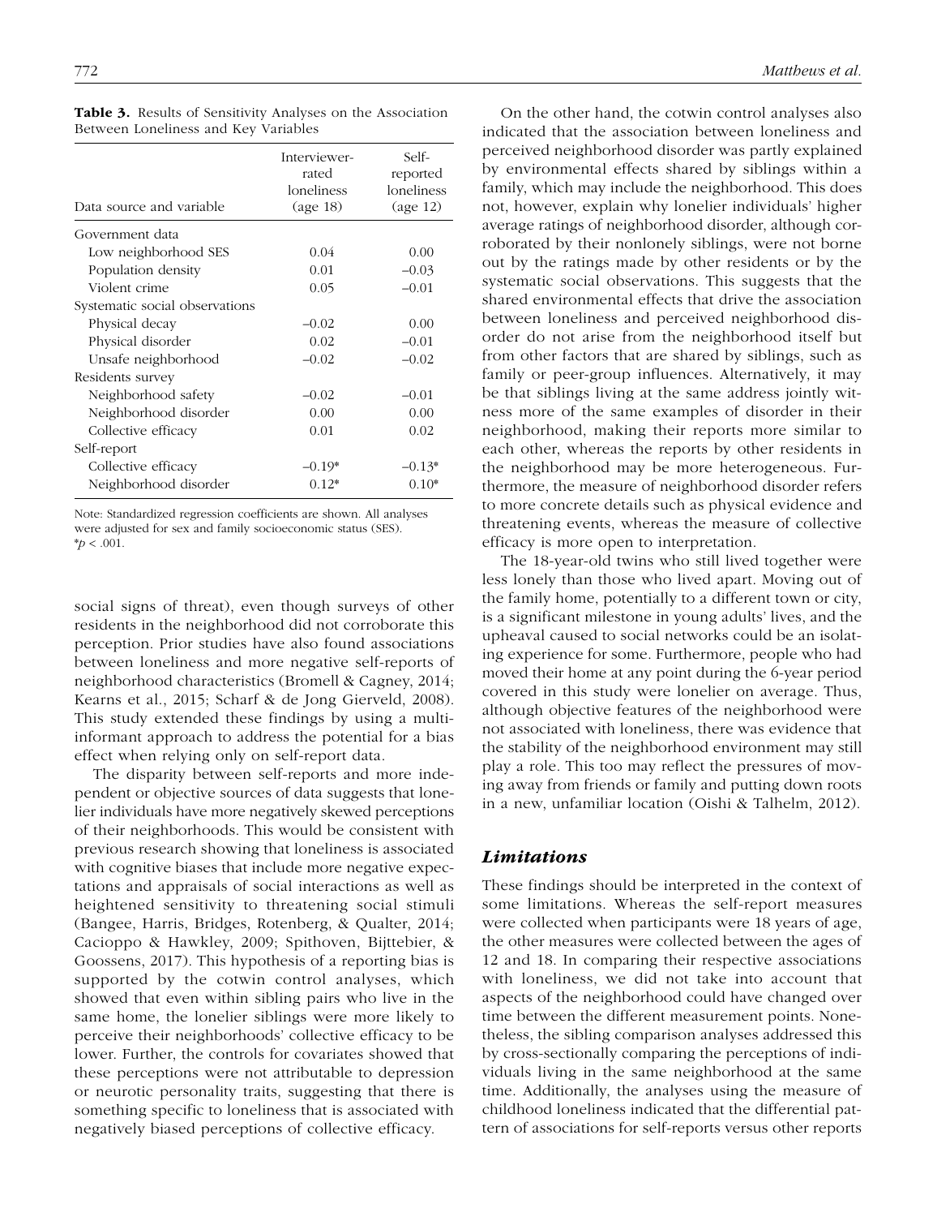**Table 3.** Results of Sensitivity Analyses on the Association Between Loneliness and Key Variables

| Data source and variable | Interviewer-rated loneliness (age 18) | Self-reported loneliness (age 12) |
|---|---|---|
| Government data | | |
| Low neighborhood SES | 0.04 | 0.00 |
| Population density | 0.01 | −0.03 |
| Violent crime | 0.05 | −0.01 |
| Systematic social observations | | |
| Physical decay | −0.02 | 0.00 |
| Physical disorder | 0.02 | −0.01 |
| Unsafe neighborhood | −0.02 | −0.02 |
| Residents survey | | |
| Neighborhood safety | −0.02 | −0.01 |
| Neighborhood disorder | 0.00 | 0.00 |
| Collective efficacy | 0.01 | 0.02 |
| Self-report | | |
| Collective efficacy | −0.19* | −0.13* |
| Neighborhood disorder | 0.12* | 0.10* |

Note: Standardized regression coefficients are shown. All analyses were adjusted for sex and family socioeconomic status (SES).
*$p < .001$.

social signs of threat), even though surveys of other residents in the neighborhood did not corroborate this perception. Prior studies have also found associations between loneliness and more negative self-reports of neighborhood characteristics (Bromell & Cagney, 2014; Kearns et al., 2015; Scharf & de Jong Gierveld, 2008). This study extended these findings by using a multi-informant approach to address the potential for a bias effect when relying only on self-report data.

The disparity between self-reports and more independent or objective sources of data suggests that lonelier individuals have more negatively skewed perceptions of their neighborhoods. This would be consistent with previous research showing that loneliness is associated with cognitive biases that include more negative expectations and appraisals of social interactions as well as heightened sensitivity to threatening social stimuli (Bangee, Harris, Bridges, Rotenberg, & Qualter, 2014; Cacioppo & Hawkley, 2009; Spithoven, Bijttebier, & Goossens, 2017). This hypothesis of a reporting bias is supported by the cotwin control analyses, which showed that even within sibling pairs who live in the same home, the lonelier siblings were more likely to perceive their neighborhoods' collective efficacy to be lower. Further, the controls for covariates showed that these perceptions were not attributable to depression or neurotic personality traits, suggesting that there is something specific to loneliness that is associated with negatively biased perceptions of collective efficacy.

On the other hand, the cotwin control analyses also indicated that the association between loneliness and perceived neighborhood disorder was partly explained by environmental effects shared by siblings within a family, which may include the neighborhood. This does not, however, explain why lonelier individuals' higher average ratings of neighborhood disorder, although corroborated by their nonlonely siblings, were not borne out by the ratings made by other residents or by the systematic social observations. This suggests that the shared environmental effects that drive the association between loneliness and perceived neighborhood disorder do not arise from the neighborhood itself but from other factors that are shared by siblings, such as family or peer-group influences. Alternatively, it may be that siblings living at the same address jointly witness more of the same examples of disorder in their neighborhood, making their reports more similar to each other, whereas the reports by other residents in the neighborhood may be more heterogeneous. Furthermore, the measure of neighborhood disorder refers to more concrete details such as physical evidence and threatening events, whereas the measure of collective efficacy is more open to interpretation.

The 18-year-old twins who still lived together were less lonely than those who lived apart. Moving out of the family home, potentially to a different town or city, is a significant milestone in young adults' lives, and the upheaval caused to social networks could be an isolating experience for some. Furthermore, people who had moved their home at any point during the 6-year period covered in this study were lonelier on average. Thus, although objective features of the neighborhood were not associated with loneliness, there was evidence that the stability of the neighborhood environment may still play a role. This too may reflect the pressures of moving away from friends or family and putting down roots in a new, unfamiliar location (Oishi & Talhelm, 2012).

## *Limitations*

These findings should be interpreted in the context of some limitations. Whereas the self-report measures were collected when participants were 18 years of age, the other measures were collected between the ages of 12 and 18. In comparing their respective associations with loneliness, we did not take into account that aspects of the neighborhood could have changed over time between the different measurement points. Nonetheless, the sibling comparison analyses addressed this by cross-sectionally comparing the perceptions of individuals living in the same neighborhood at the same time. Additionally, the analyses using the measure of childhood loneliness indicated that the differential pattern of associations for self-reports versus other reports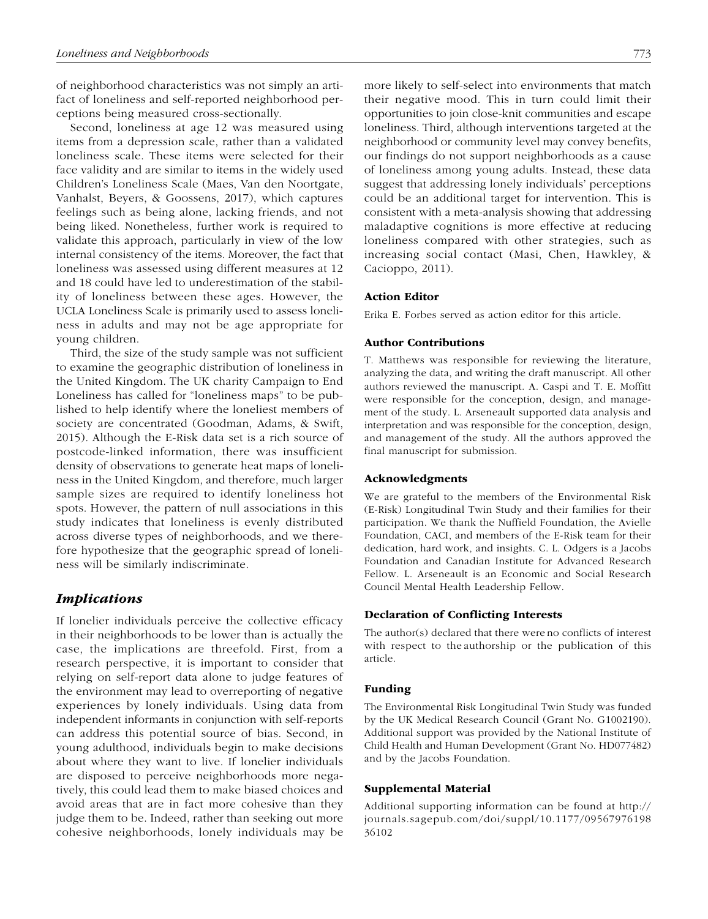of neighborhood characteristics was not simply an artifact of loneliness and self-reported neighborhood perceptions being measured cross-sectionally.

Second, loneliness at age 12 was measured using items from a depression scale, rather than a validated loneliness scale. These items were selected for their face validity and are similar to items in the widely used Children's Loneliness Scale (Maes, Van den Noortgate, Vanhalst, Beyers, & Goossens, 2017), which captures feelings such as being alone, lacking friends, and not being liked. Nonetheless, further work is required to validate this approach, particularly in view of the low internal consistency of the items. Moreover, the fact that loneliness was assessed using different measures at 12 and 18 could have led to underestimation of the stability of loneliness between these ages. However, the UCLA Loneliness Scale is primarily used to assess loneliness in adults and may not be age appropriate for young children.

Third, the size of the study sample was not sufficient to examine the geographic distribution of loneliness in the United Kingdom. The UK charity Campaign to End Loneliness has called for "loneliness maps" to be published to help identify where the loneliest members of society are concentrated (Goodman, Adams, & Swift, 2015). Although the E-Risk data set is a rich source of postcode-linked information, there was insufficient density of observations to generate heat maps of loneliness in the United Kingdom, and therefore, much larger sample sizes are required to identify loneliness hot spots. However, the pattern of null associations in this study indicates that loneliness is evenly distributed across diverse types of neighborhoods, and we therefore hypothesize that the geographic spread of loneliness will be similarly indiscriminate.

## *Implications*

If lonelier individuals perceive the collective efficacy in their neighborhoods to be lower than is actually the case, the implications are threefold. First, from a research perspective, it is important to consider that relying on self-report data alone to judge features of the environment may lead to overreporting of negative experiences by lonely individuals. Using data from independent informants in conjunction with self-reports can address this potential source of bias. Second, in young adulthood, individuals begin to make decisions about where they want to live. If lonelier individuals are disposed to perceive neighborhoods more negatively, this could lead them to make biased choices and avoid areas that are in fact more cohesive than they judge them to be. Indeed, rather than seeking out more cohesive neighborhoods, lonely individuals may be more likely to self-select into environments that match their negative mood. This in turn could limit their opportunities to join close-knit communities and escape loneliness. Third, although interventions targeted at the neighborhood or community level may convey benefits, our findings do not support neighborhoods as a cause of loneliness among young adults. Instead, these data suggest that addressing lonely individuals' perceptions could be an additional target for intervention. This is consistent with a meta-analysis showing that addressing maladaptive cognitions is more effective at reducing loneliness compared with other strategies, such as increasing social contact (Masi, Chen, Hawkley, & Cacioppo, 2011).

### Action Editor

Erika E. Forbes served as action editor for this article.

### Author Contributions

T. Matthews was responsible for reviewing the literature, analyzing the data, and writing the draft manuscript. All other authors reviewed the manuscript. A. Caspi and T. E. Moffitt were responsible for the conception, design, and management of the study. L. Arseneault supported data analysis and interpretation and was responsible for the conception, design, and management of the study. All the authors approved the final manuscript for submission.

### Acknowledgments

We are grateful to the members of the Environmental Risk (E-Risk) Longitudinal Twin Study and their families for their participation. We thank the Nuffield Foundation, the Avielle Foundation, CACI, and members of the E-Risk team for their dedication, hard work, and insights. C. L. Odgers is a Jacobs Foundation and Canadian Institute for Advanced Research Fellow. L. Arseneault is an Economic and Social Research Council Mental Health Leadership Fellow.

### Declaration of Conflicting Interests

The author(s) declared that there were no conflicts of interest with respect to the authorship or the publication of this article.

### Funding

The Environmental Risk Longitudinal Twin Study was funded by the UK Medical Research Council (Grant No. G1002190). Additional support was provided by the National Institute of Child Health and Human Development (Grant No. HD077482) and by the Jacobs Foundation.

### Supplemental Material

Additional supporting information can be found at http://journals.sagepub.com/doi/suppl/10.1177/0956797619836102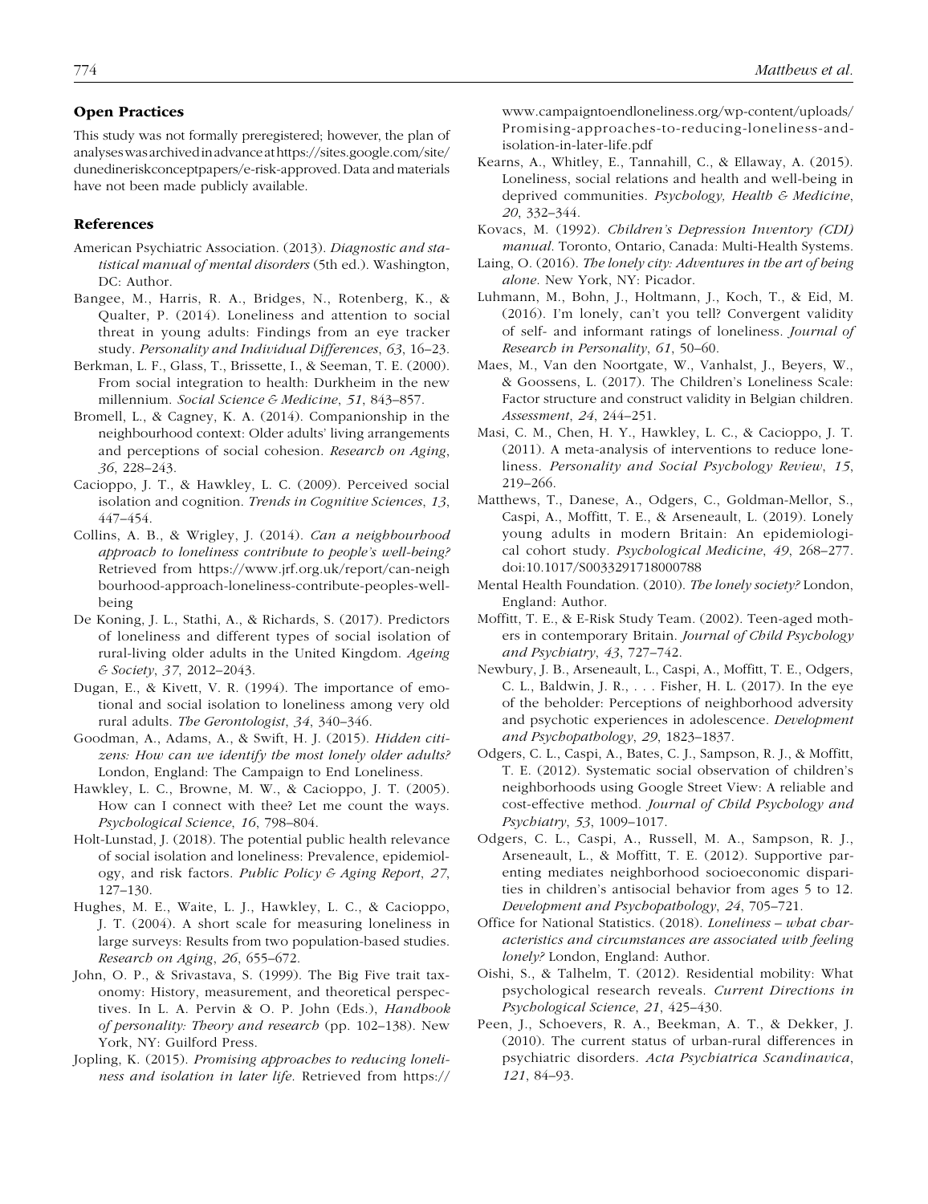## Open Practices

This study was not formally preregistered; however, the plan of analyses was archived in advance at https://sites.google.com/site/dunedineriskconceptpapers/e-risk-approved. Data and materials have not been made publicly available.

## References

American Psychiatric Association. (2013). *Diagnostic and statistical manual of mental disorders* (5th ed.). Washington, DC: Author.

Bangee, M., Harris, R. A., Bridges, N., Rotenberg, K., & Qualter, P. (2014). Loneliness and attention to social threat in young adults: Findings from an eye tracker study. *Personality and Individual Differences*, *63*, 16–23.

Berkman, L. F., Glass, T., Brissette, I., & Seeman, T. E. (2000). From social integration to health: Durkheim in the new millennium. *Social Science & Medicine*, *51*, 843–857.

Bromell, L., & Cagney, K. A. (2014). Companionship in the neighbourhood context: Older adults' living arrangements and perceptions of social cohesion. *Research on Aging*, *36*, 228–243.

Cacioppo, J. T., & Hawkley, L. C. (2009). Perceived social isolation and cognition. *Trends in Cognitive Sciences*, *13*, 447–454.

Collins, A. B., & Wrigley, J. (2014). *Can a neighbourhood approach to loneliness contribute to people's well-being?* Retrieved from https://www.jrf.org.uk/report/can-neighbourhood-approach-loneliness-contribute-peoples-wellbeing

De Koning, J. L., Stathi, A., & Richards, S. (2017). Predictors of loneliness and different types of social isolation of rural-living older adults in the United Kingdom. *Ageing & Society*, *37*, 2012–2043.

Dugan, E., & Kivett, V. R. (1994). The importance of emotional and social isolation to loneliness among very old rural adults. *The Gerontologist*, *34*, 340–346.

Goodman, A., Adams, A., & Swift, H. J. (2015). *Hidden citizens: How can we identify the most lonely older adults?* London, England: The Campaign to End Loneliness.

Hawkley, L. C., Browne, M. W., & Cacioppo, J. T. (2005). How can I connect with thee? Let me count the ways. *Psychological Science*, *16*, 798–804.

Holt-Lunstad, J. (2018). The potential public health relevance of social isolation and loneliness: Prevalence, epidemiology, and risk factors. *Public Policy & Aging Report*, *27*, 127–130.

Hughes, M. E., Waite, L. J., Hawkley, L. C., & Cacioppo, J. T. (2004). A short scale for measuring loneliness in large surveys: Results from two population-based studies. *Research on Aging*, *26*, 655–672.

John, O. P., & Srivastava, S. (1999). The Big Five trait taxonomy: History, measurement, and theoretical perspectives. In L. A. Pervin & O. P. John (Eds.), *Handbook of personality: Theory and research* (pp. 102–138). New York, NY: Guilford Press.

Jopling, K. (2015). *Promising approaches to reducing loneliness and isolation in later life*. Retrieved from https://www.campaigntoendloneliness.org/wp-content/uploads/Promising-approaches-to-reducing-loneliness-and-isolation-in-later-life.pdf

Kearns, A., Whitley, E., Tannahill, C., & Ellaway, A. (2015). Loneliness, social relations and health and well-being in deprived communities. *Psychology, Health & Medicine*, *20*, 332–344.

Kovacs, M. (1992). *Children's Depression Inventory (CDI) manual*. Toronto, Ontario, Canada: Multi-Health Systems.

Laing, O. (2016). *The lonely city: Adventures in the art of being alone*. New York, NY: Picador.

Luhmann, M., Bohn, J., Holtmann, J., Koch, T., & Eid, M. (2016). I'm lonely, can't you tell? Convergent validity of self- and informant ratings of loneliness. *Journal of Research in Personality*, *61*, 50–60.

Maes, M., Van den Noortgate, W., Vanhalst, J., Beyers, W., & Goossens, L. (2017). The Children's Loneliness Scale: Factor structure and construct validity in Belgian children. *Assessment*, *24*, 244–251.

Masi, C. M., Chen, H. Y., Hawkley, L. C., & Cacioppo, J. T. (2011). A meta-analysis of interventions to reduce loneliness. *Personality and Social Psychology Review*, *15*, 219–266.

Matthews, T., Danese, A., Odgers, C., Goldman-Mellor, S., Caspi, A., Moffitt, T. E., & Arseneault, L. (2019). Lonely young adults in modern Britain: An epidemiological cohort study. *Psychological Medicine*, *49*, 268–277. doi:10.1017/S0033291718000788

Mental Health Foundation. (2010). *The lonely society?* London, England: Author.

Moffitt, T. E., & E-Risk Study Team. (2002). Teen-aged mothers in contemporary Britain. *Journal of Child Psychology and Psychiatry*, *43*, 727–742.

Newbury, J. B., Arseneault, L., Caspi, A., Moffitt, T. E., Odgers, C. L., Baldwin, J. R., . . . Fisher, H. L. (2017). In the eye of the beholder: Perceptions of neighborhood adversity and psychotic experiences in adolescence. *Development and Psychopathology*, *29*, 1823–1837.

Odgers, C. L., Caspi, A., Bates, C. J., Sampson, R. J., & Moffitt, T. E. (2012). Systematic social observation of children's neighborhoods using Google Street View: A reliable and cost-effective method. *Journal of Child Psychology and Psychiatry*, *53*, 1009–1017.

Odgers, C. L., Caspi, A., Russell, M. A., Sampson, R. J., Arseneault, L., & Moffitt, T. E. (2012). Supportive parenting mediates neighborhood socioeconomic disparities in children's antisocial behavior from ages 5 to 12. *Development and Psychopathology*, *24*, 705–721.

Office for National Statistics. (2018). *Loneliness – what characteristics and circumstances are associated with feeling lonely?* London, England: Author.

Oishi, S., & Talhelm, T. (2012). Residential mobility: What psychological research reveals. *Current Directions in Psychological Science*, *21*, 425–430.

Peen, J., Schoevers, R. A., Beekman, A. T., & Dekker, J. (2010). The current status of urban-rural differences in psychiatric disorders. *Acta Psychiatrica Scandinavica*, *121*, 84–93.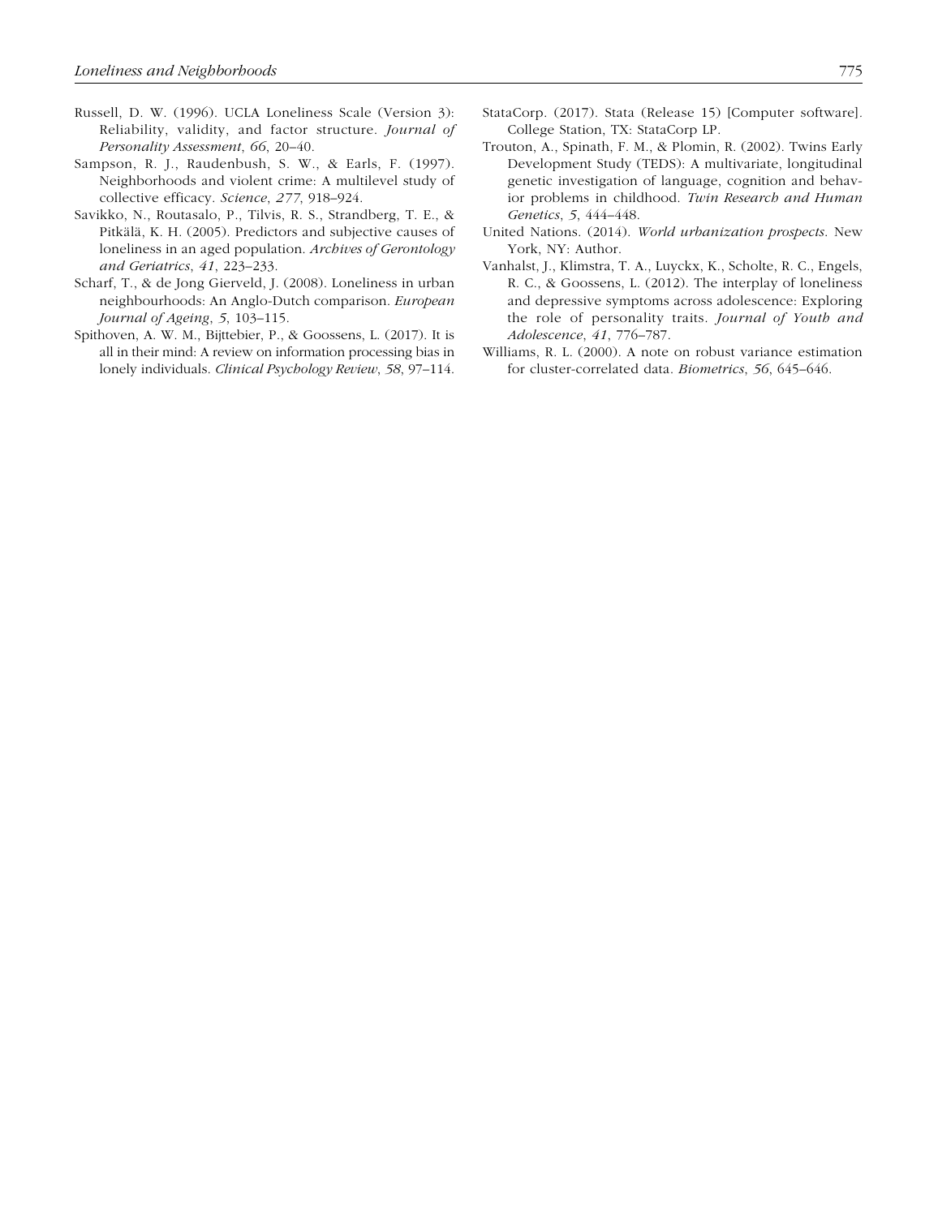Russell, D. W. (1996). UCLA Loneliness Scale (Version 3): Reliability, validity, and factor structure. *Journal of Personality Assessment*, *66*, 20–40.

Sampson, R. J., Raudenbush, S. W., & Earls, F. (1997). Neighborhoods and violent crime: A multilevel study of collective efficacy. *Science*, *277*, 918–924.

Savikko, N., Routasalo, P., Tilvis, R. S., Strandberg, T. E., & Pitkälä, K. H. (2005). Predictors and subjective causes of loneliness in an aged population. *Archives of Gerontology and Geriatrics*, *41*, 223–233.

Scharf, T., & de Jong Gierveld, J. (2008). Loneliness in urban neighbourhoods: An Anglo-Dutch comparison. *European Journal of Ageing*, *5*, 103–115.

Spithoven, A. W. M., Bijttebier, P., & Goossens, L. (2017). It is all in their mind: A review on information processing bias in lonely individuals. *Clinical Psychology Review*, *58*, 97–114.

StataCorp. (2017). Stata (Release 15) [Computer software]. College Station, TX: StataCorp LP.

Trouton, A., Spinath, F. M., & Plomin, R. (2002). Twins Early Development Study (TEDS): A multivariate, longitudinal genetic investigation of language, cognition and behavior problems in childhood. *Twin Research and Human Genetics*, *5*, 444–448.

United Nations. (2014). *World urbanization prospects*. New York, NY: Author.

Vanhalst, J., Klimstra, T. A., Luyckx, K., Scholte, R. C., Engels, R. C., & Goossens, L. (2012). The interplay of loneliness and depressive symptoms across adolescence: Exploring the role of personality traits. *Journal of Youth and Adolescence*, *41*, 776–787.

Williams, R. L. (2000). A note on robust variance estimation for cluster-correlated data. *Biometrics*, *56*, 645–646.